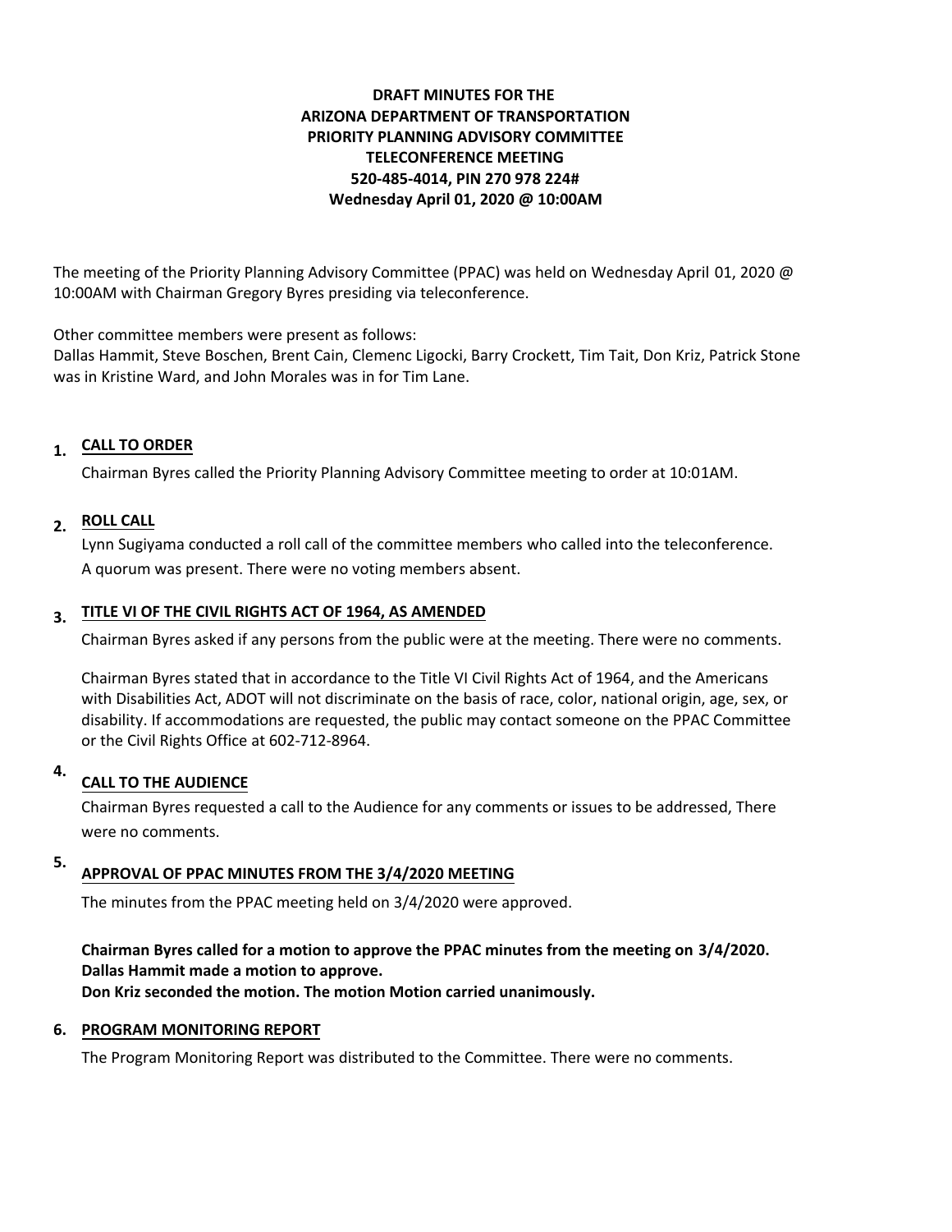**DRAFT MINUTES FOR THE**
**ARIZONA DEPARTMENT OF TRANSPORTATION**
**PRIORITY PLANNING ADVISORY COMMITTEE**
**TELECONFERENCE MEETING**
**520-485-4014, PIN 270 978 224#**
**Wednesday April 01, 2020 @ 10:00AM**

The meeting of the Priority Planning Advisory Committee (PPAC) was held on Wednesday April 01, 2020 @ 10:00AM with Chairman Gregory Byres presiding via teleconference.

Other committee members were present as follows:
Dallas Hammit, Steve Boschen, Brent Cain, Clemenc Ligocki, Barry Crockett, Tim Tait, Don Kriz, Patrick Stone was in Kristine Ward, and John Morales was in for Tim Lane.

## 1. CALL TO ORDER

Chairman Byres called the Priority Planning Advisory Committee meeting to order at 10:01AM.

## 2. ROLL CALL

Lynn Sugiyama conducted a roll call of the committee members who called into the teleconference. A quorum was present. There were no voting members absent.

## 3. TITLE VI OF THE CIVIL RIGHTS ACT OF 1964, AS AMENDED

Chairman Byres asked if any persons from the public were at the meeting. There were no comments.

Chairman Byres stated that in accordance to the Title VI Civil Rights Act of 1964, and the Americans with Disabilities Act, ADOT will not discriminate on the basis of race, color, national origin, age, sex, or disability. If accommodations are requested, the public may contact someone on the PPAC Committee or the Civil Rights Office at 602-712-8964.

## 4. CALL TO THE AUDIENCE

Chairman Byres requested a call to the Audience for any comments or issues to be addressed, There were no comments.

## 5. APPROVAL OF PPAC MINUTES FROM THE 3/4/2020 MEETING

The minutes from the PPAC meeting held on 3/4/2020 were approved.

**Chairman Byres called for a motion to approve the PPAC minutes from the meeting on 3/4/2020.**
**Dallas Hammit made a motion to approve.**
**Don Kriz seconded the motion. The motion Motion carried unanimously.**

## 6. PROGRAM MONITORING REPORT

The Program Monitoring Report was distributed to the Committee. There were no comments.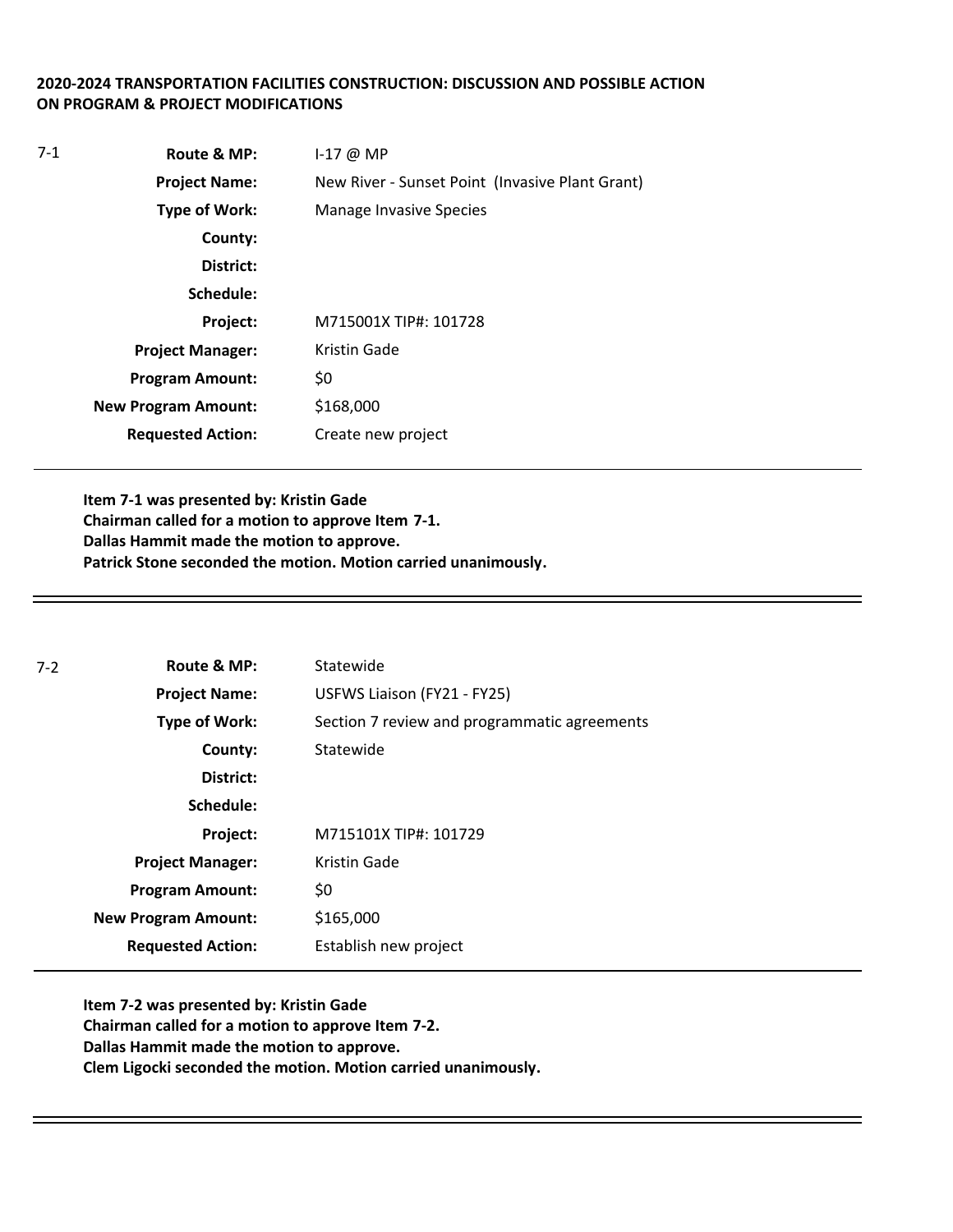**2020-2024 TRANSPORTATION FACILITIES CONSTRUCTION: DISCUSSION AND POSSIBLE ACTION ON PROGRAM & PROJECT MODIFICATIONS**

7-1

| | |
|---|---|
| **Route & MP:** | I-17 @ MP |
| **Project Name:** | New River - Sunset Point (Invasive Plant Grant) |
| **Type of Work:** | Manage Invasive Species |
| **County:** | |
| **District:** | |
| **Schedule:** | |
| **Project:** | M715001X TIP#: 101728 |
| **Project Manager:** | Kristin Gade |
| **Program Amount:** | $0 |
| **New Program Amount:** | $168,000 |
| **Requested Action:** | Create new project |

**Item 7-1 was presented by: Kristin Gade**
**Chairman called for a motion to approve Item 7-1.**
**Dallas Hammit made the motion to approve.**
**Patrick Stone seconded the motion. Motion carried unanimously.**

---

7-2

| | |
|---|---|
| **Route & MP:** | Statewide |
| **Project Name:** | USFWS Liaison (FY21 - FY25) |
| **Type of Work:** | Section 7 review and programmatic agreements |
| **County:** | Statewide |
| **District:** | |
| **Schedule:** | |
| **Project:** | M715101X TIP#: 101729 |
| **Project Manager:** | Kristin Gade |
| **Program Amount:** | $0 |
| **New Program Amount:** | $165,000 |
| **Requested Action:** | Establish new project |

**Item 7-2 was presented by: Kristin Gade**
**Chairman called for a motion to approve Item 7-2.**
**Dallas Hammit made the motion to approve.**
**Clem Ligocki seconded the motion. Motion carried unanimously.**

---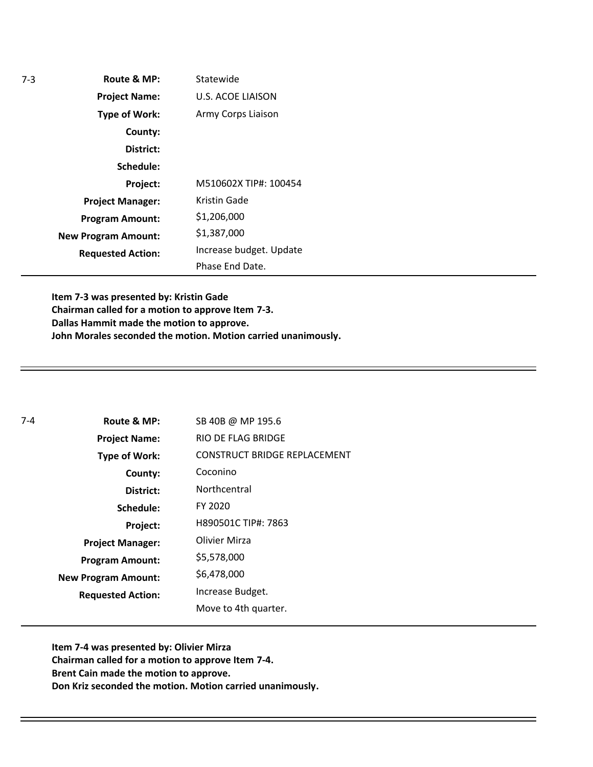| 7-3 | | |
|---|---|---|
| | **Route & MP:** | Statewide |
| | **Project Name:** | U.S. ACOE LIAISON |
| | **Type of Work:** | Army Corps Liaison |
| | **County:** | |
| | **District:** | |
| | **Schedule:** | |
| | **Project:** | M510602X TIP#: 100454 |
| | **Project Manager:** | Kristin Gade |
| | **Program Amount:** | $1,206,000 |
| | **New Program Amount:** | $1,387,000 |
| | **Requested Action:** | Increase budget. Update Phase End Date. |

**Item 7-3 was presented by: Kristin Gade**
**Chairman called for a motion to approve Item 7-3.**
**Dallas Hammit made the motion to approve.**
**John Morales seconded the motion. Motion carried unanimously.**

---

| 7-4 | | |
|---|---|---|
| | **Route & MP:** | SB 40B @ MP 195.6 |
| | **Project Name:** | RIO DE FLAG BRIDGE |
| | **Type of Work:** | CONSTRUCT BRIDGE REPLACEMENT |
| | **County:** | Coconino |
| | **District:** | Northcentral |
| | **Schedule:** | FY 2020 |
| | **Project:** | H890501C TIP#: 7863 |
| | **Project Manager:** | Olivier Mirza |
| | **Program Amount:** | $5,578,000 |
| | **New Program Amount:** | $6,478,000 |
| | **Requested Action:** | Increase Budget. Move to 4th quarter. |

**Item 7-4 was presented by: Olivier Mirza**
**Chairman called for a motion to approve Item 7-4.**
**Brent Cain made the motion to approve.**
**Don Kriz seconded the motion. Motion carried unanimously.**

---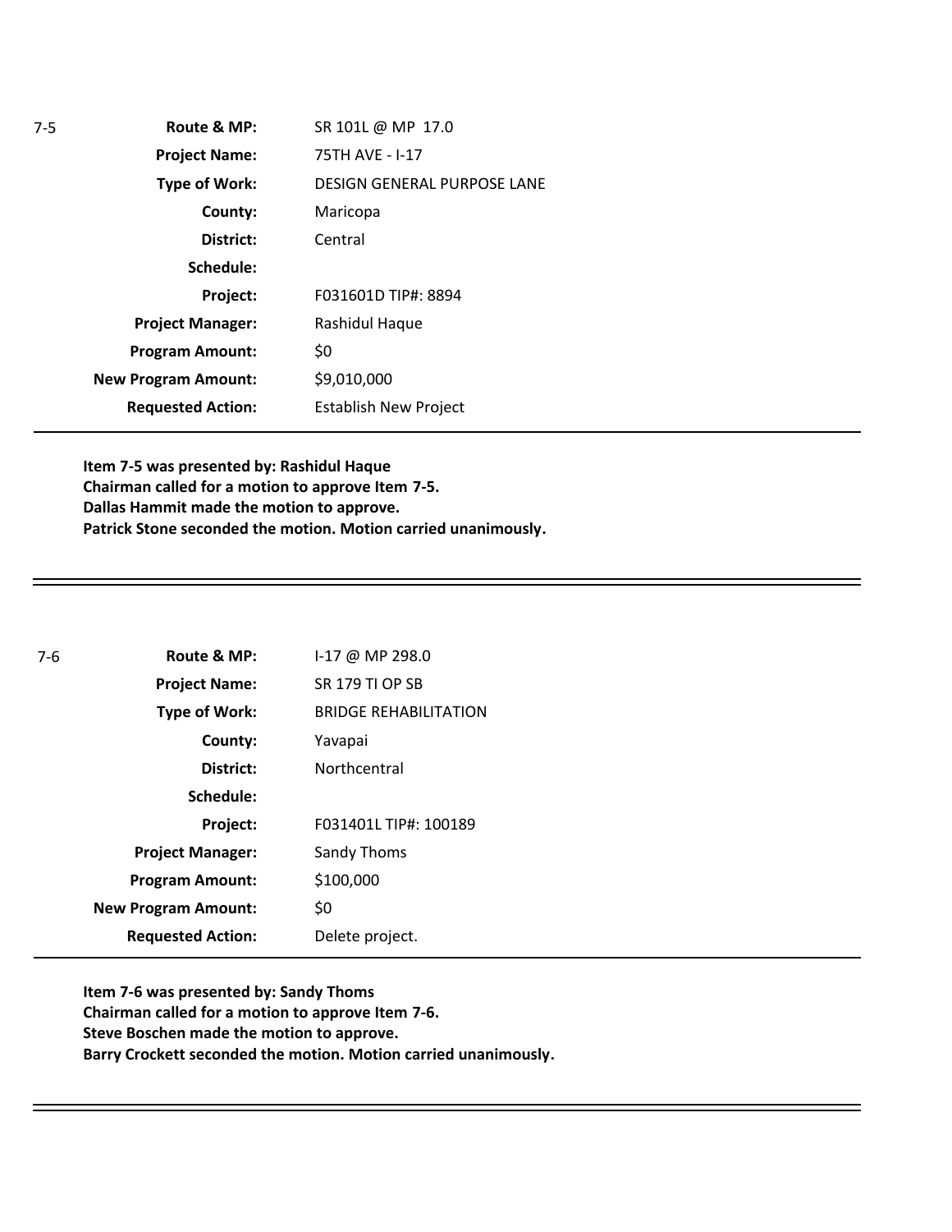7-5

| | |
|---|---|
| **Route & MP:** | SR 101L @ MP 17.0 |
| **Project Name:** | 75TH AVE - I-17 |
| **Type of Work:** | DESIGN GENERAL PURPOSE LANE |
| **County:** | Maricopa |
| **District:** | Central |
| **Schedule:** | |
| **Project:** | F031601D TIP#: 8894 |
| **Project Manager:** | Rashidul Haque |
| **Program Amount:** | $0 |
| **New Program Amount:** | $9,010,000 |
| **Requested Action:** | Establish New Project |

**Item 7-5 was presented by: Rashidul Haque**
**Chairman called for a motion to approve Item 7-5.**
**Dallas Hammit made the motion to approve.**
**Patrick Stone seconded the motion. Motion carried unanimously.**

---

7-6

| | |
|---|---|
| **Route & MP:** | I-17 @ MP 298.0 |
| **Project Name:** | SR 179 TI OP SB |
| **Type of Work:** | BRIDGE REHABILITATION |
| **County:** | Yavapai |
| **District:** | Northcentral |
| **Schedule:** | |
| **Project:** | F031401L TIP#: 100189 |
| **Project Manager:** | Sandy Thoms |
| **Program Amount:** | $100,000 |
| **New Program Amount:** | $0 |
| **Requested Action:** | Delete project. |

**Item 7-6 was presented by: Sandy Thoms**
**Chairman called for a motion to approve Item 7-6.**
**Steve Boschen made the motion to approve.**
**Barry Crockett seconded the motion. Motion carried unanimously.**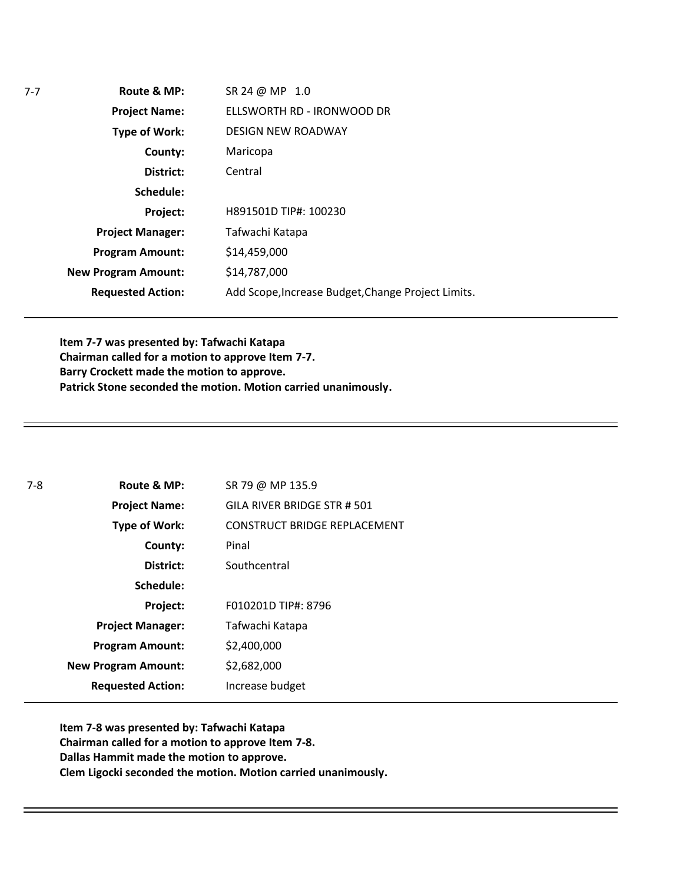7-7

| | |
|---|---|
| **Route & MP:** | SR 24 @ MP 1.0 |
| **Project Name:** | ELLSWORTH RD - IRONWOOD DR |
| **Type of Work:** | DESIGN NEW ROADWAY |
| **County:** | Maricopa |
| **District:** | Central |
| **Schedule:** | |
| **Project:** | H891501D TIP#: 100230 |
| **Project Manager:** | Tafwachi Katapa |
| **Program Amount:** | $14,459,000 |
| **New Program Amount:** | $14,787,000 |
| **Requested Action:** | Add Scope,Increase Budget,Change Project Limits. |

**Item 7-7 was presented by: Tafwachi Katapa**
**Chairman called for a motion to approve Item 7-7.**
**Barry Crockett made the motion to approve.**
**Patrick Stone seconded the motion. Motion carried unanimously.**

---

7-8

| | |
|---|---|
| **Route & MP:** | SR 79 @ MP 135.9 |
| **Project Name:** | GILA RIVER BRIDGE STR # 501 |
| **Type of Work:** | CONSTRUCT BRIDGE REPLACEMENT |
| **County:** | Pinal |
| **District:** | Southcentral |
| **Schedule:** | |
| **Project:** | F010201D TIP#: 8796 |
| **Project Manager:** | Tafwachi Katapa |
| **Program Amount:** | $2,400,000 |
| **New Program Amount:** | $2,682,000 |
| **Requested Action:** | Increase budget |

**Item 7-8 was presented by: Tafwachi Katapa**
**Chairman called for a motion to approve Item 7-8.**
**Dallas Hammit made the motion to approve.**
**Clem Ligocki seconded the motion. Motion carried unanimously.**

---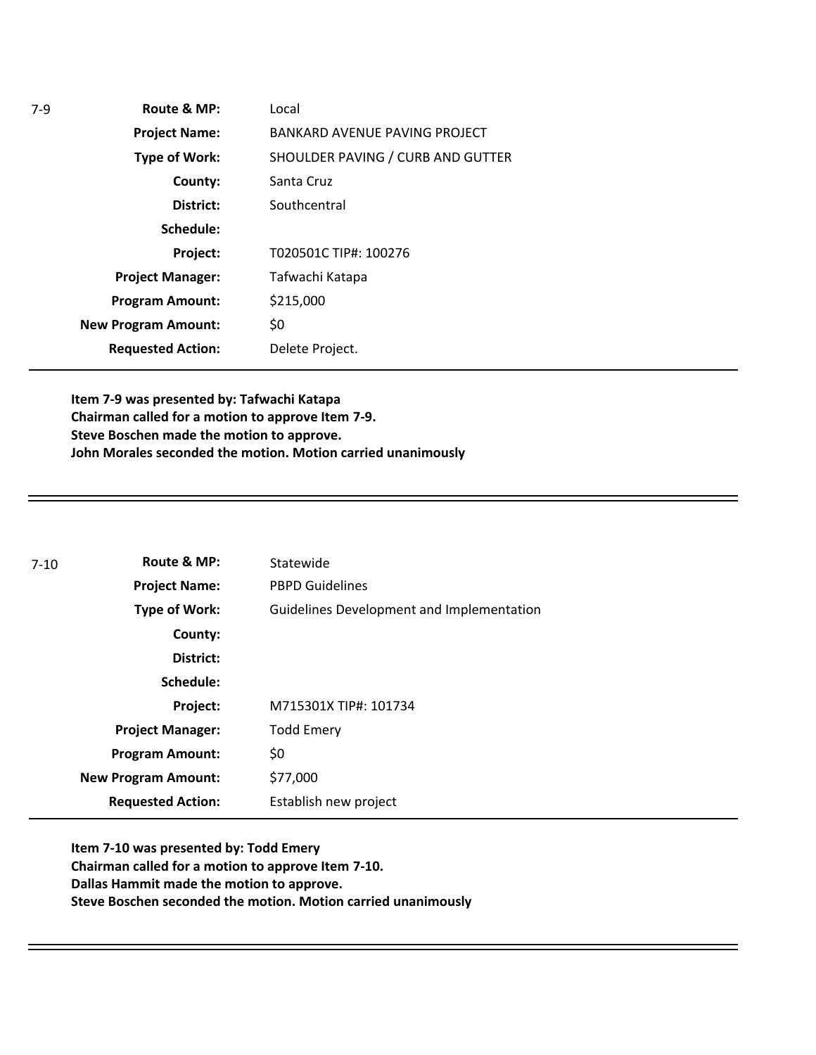| 7-9 | | |
|---|---|---|
| | **Route & MP:** | Local |
| | **Project Name:** | BANKARD AVENUE PAVING PROJECT |
| | **Type of Work:** | SHOULDER PAVING / CURB AND GUTTER |
| | **County:** | Santa Cruz |
| | **District:** | Southcentral |
| | **Schedule:** | |
| | **Project:** | T020501C TIP#: 100276 |
| | **Project Manager:** | Tafwachi Katapa |
| | **Program Amount:** | $215,000 |
| | **New Program Amount:** | $0 |
| | **Requested Action:** | Delete Project. |

**Item 7-9 was presented by: Tafwachi Katapa**
**Chairman called for a motion to approve Item 7-9.**
**Steve Boschen made the motion to approve.**
**John Morales seconded the motion. Motion carried unanimously**

---

| 7-10 | | |
|---|---|---|
| | **Route & MP:** | Statewide |
| | **Project Name:** | PBPD Guidelines |
| | **Type of Work:** | Guidelines Development and Implementation |
| | **County:** | |
| | **District:** | |
| | **Schedule:** | |
| | **Project:** | M715301X TIP#: 101734 |
| | **Project Manager:** | Todd Emery |
| | **Program Amount:** | $0 |
| | **New Program Amount:** | $77,000 |
| | **Requested Action:** | Establish new project |

**Item 7-10 was presented by: Todd Emery**
**Chairman called for a motion to approve Item 7-10.**
**Dallas Hammit made the motion to approve.**
**Steve Boschen seconded the motion. Motion carried unanimously**

---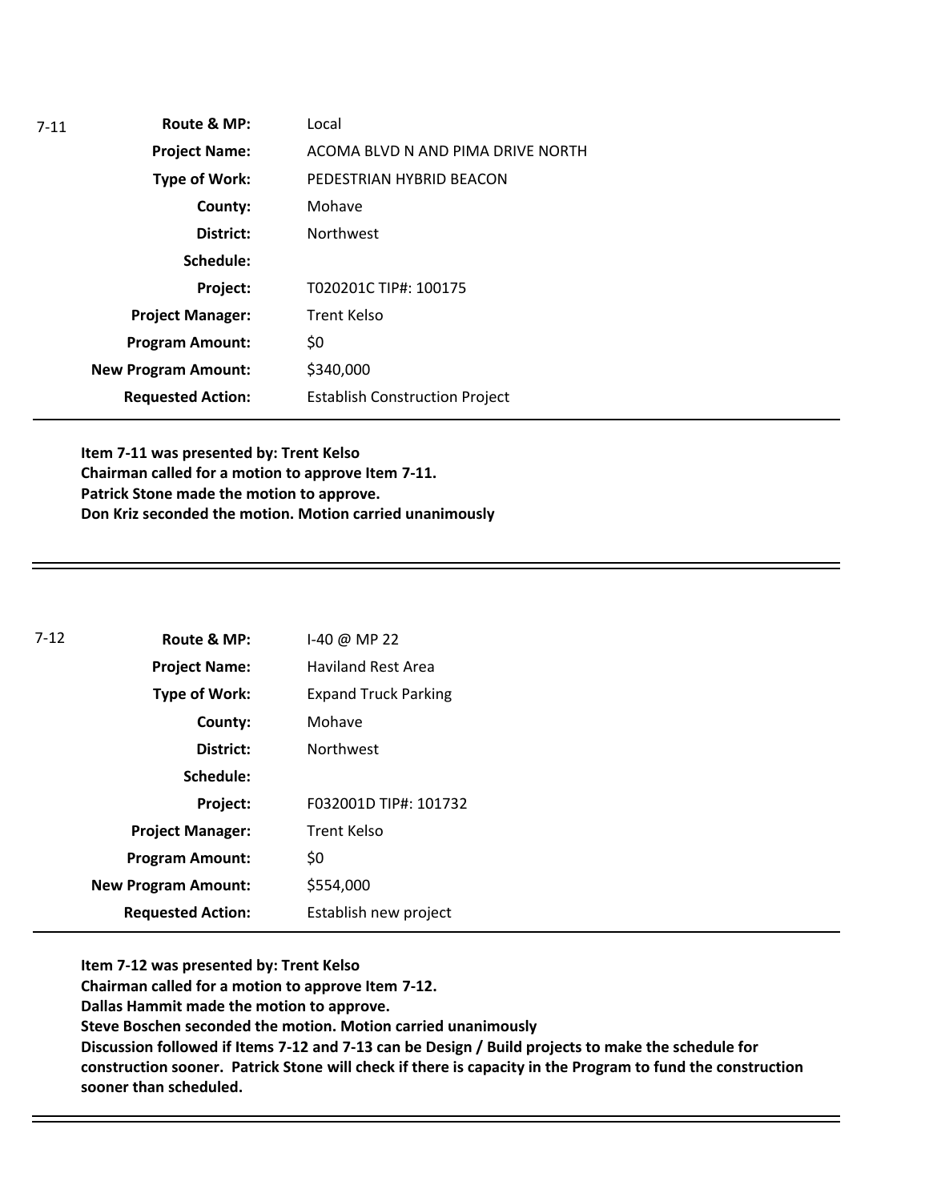7-11

| | |
|---|---|
| **Route & MP:** | Local |
| **Project Name:** | ACOMA BLVD N AND PIMA DRIVE NORTH |
| **Type of Work:** | PEDESTRIAN HYBRID BEACON |
| **County:** | Mohave |
| **District:** | Northwest |
| **Schedule:** | |
| **Project:** | T020201C TIP#: 100175 |
| **Project Manager:** | Trent Kelso |
| **Program Amount:** | $0 |
| **New Program Amount:** | $340,000 |
| **Requested Action:** | Establish Construction Project |

**Item 7-11 was presented by: Trent Kelso**
**Chairman called for a motion to approve Item 7-11.**
**Patrick Stone made the motion to approve.**
**Don Kriz seconded the motion. Motion carried unanimously**

---

7-12

| | |
|---|---|
| **Route & MP:** | I-40 @ MP 22 |
| **Project Name:** | Haviland Rest Area |
| **Type of Work:** | Expand Truck Parking |
| **County:** | Mohave |
| **District:** | Northwest |
| **Schedule:** | |
| **Project:** | F032001D TIP#: 101732 |
| **Project Manager:** | Trent Kelso |
| **Program Amount:** | $0 |
| **New Program Amount:** | $554,000 |
| **Requested Action:** | Establish new project |

**Item 7-12 was presented by: Trent Kelso**
**Chairman called for a motion to approve Item 7-12.**
**Dallas Hammit made the motion to approve.**
**Steve Boschen seconded the motion. Motion carried unanimously**
**Discussion followed if Items 7-12 and 7-13 can be Design / Build projects to make the schedule for construction sooner. Patrick Stone will check if there is capacity in the Program to fund the construction sooner than scheduled.**

---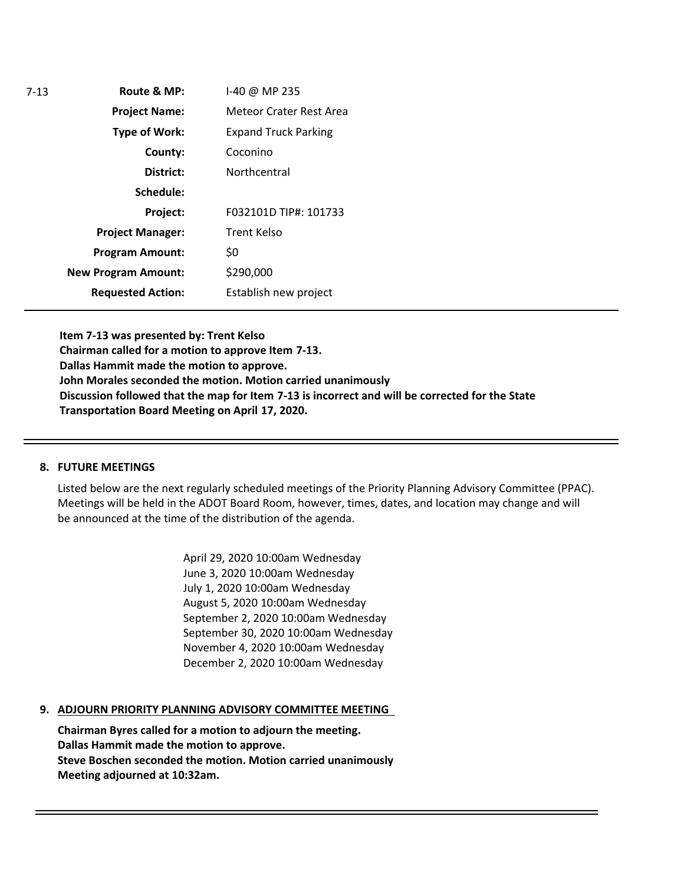| | | |
|---|---|---|
| 7-13 | **Route & MP:** | I-40 @ MP 235 |
| | **Project Name:** | Meteor Crater Rest Area |
| | **Type of Work:** | Expand Truck Parking |
| | **County:** | Coconino |
| | **District:** | Northcentral |
| | **Schedule:** | |
| | **Project:** | F032101D TIP#: 101733 |
| | **Project Manager:** | Trent Kelso |
| | **Program Amount:** | $0 |
| | **New Program Amount:** | $290,000 |
| | **Requested Action:** | Establish new project |

**Item 7-13 was presented by: Trent Kelso**
**Chairman called for a motion to approve Item 7-13.**
**Dallas Hammit made the motion to approve.**
**John Morales seconded the motion. Motion carried unanimously**
**Discussion followed that the map for Item 7-13 is incorrect and will be corrected for the State Transportation Board Meeting on April 17, 2020.**

---

## 8. FUTURE MEETINGS

Listed below are the next regularly scheduled meetings of the Priority Planning Advisory Committee (PPAC). Meetings will be held in the ADOT Board Room, however, times, dates, and location may change and will be announced at the time of the distribution of the agenda.

April 29, 2020 10:00am Wednesday
June 3, 2020 10:00am Wednesday
July 1, 2020 10:00am Wednesday
August 5, 2020 10:00am Wednesday
September 2, 2020 10:00am Wednesday
September 30, 2020 10:00am Wednesday
November 4, 2020 10:00am Wednesday
December 2, 2020 10:00am Wednesday

## 9. ADJOURN PRIORITY PLANNING ADVISORY COMMITTEE MEETING

**Chairman Byres called for a motion to adjourn the meeting.**
**Dallas Hammit made the motion to approve.**
**Steve Boschen seconded the motion. Motion carried unanimously**
**Meeting adjourned at 10:32am.**